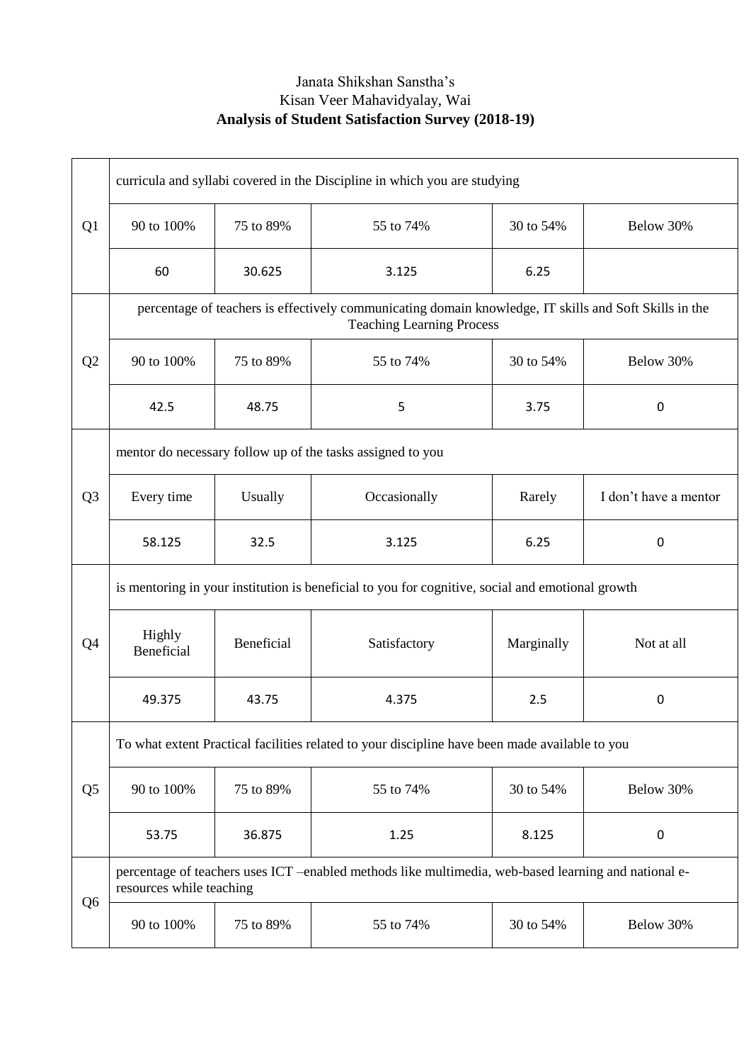Janata Shikshan Sanstha's

Kisan Veer Mahavidyalay, Wai

**Analysis of Student Satisfaction Survey (2018-19)**

| | | | | | |
|---|---|---|---|---|---|
| Q1 | curricula and syllabi covered in the Discipline in which you are studying | | | | |
| | 90 to 100% | 75 to 89% | 55 to 74% | 30 to 54% | Below 30% |
| | 60 | 30.625 | 3.125 | 6.25 | |
| Q2 | percentage of teachers is effectively communicating domain knowledge, IT skills and Soft Skills in the Teaching Learning Process | | | | |
| | 90 to 100% | 75 to 89% | 55 to 74% | 30 to 54% | Below 30% |
| | 42.5 | 48.75 | 5 | 3.75 | 0 |
| Q3 | mentor do necessary follow up of the tasks assigned to you | | | | |
| | Every time | Usually | Occasionally | Rarely | I don't have a mentor |
| | 58.125 | 32.5 | 3.125 | 6.25 | 0 |
| Q4 | is mentoring in your institution is beneficial to you for cognitive, social and emotional growth | | | | |
| | Highly Beneficial | Beneficial | Satisfactory | Marginally | Not at all |
| | 49.375 | 43.75 | 4.375 | 2.5 | 0 |
| Q5 | To what extent Practical facilities related to your discipline have been made available to you | | | | |
| | 90 to 100% | 75 to 89% | 55 to 74% | 30 to 54% | Below 30% |
| | 53.75 | 36.875 | 1.25 | 8.125 | 0 |
| Q6 | percentage of teachers uses ICT –enabled methods like multimedia, web-based learning and national e-resources while teaching | | | | |
| | 90 to 100% | 75 to 89% | 55 to 74% | 30 to 54% | Below 30% |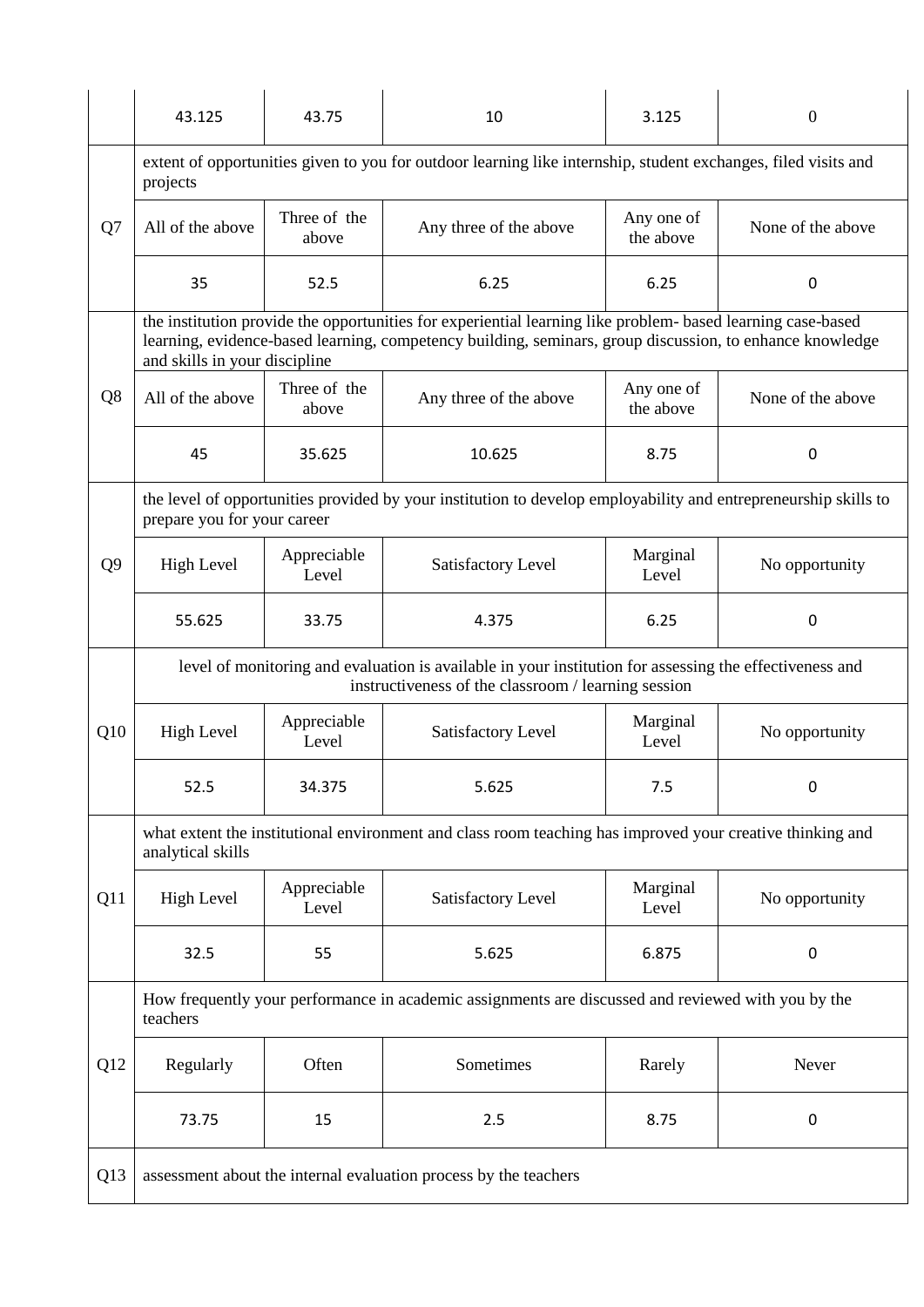| | | | | | |
|---|---|---|---|---|---|
| | 43.125 | 43.75 | 10 | 3.125 | 0 |
| Q7 | extent of opportunities given to you for outdoor learning like internship, student exchanges, filed visits and projects | | | | |
| | All of the above | Three of the above | Any three of the above | Any one of the above | None of the above |
| | 35 | 52.5 | 6.25 | 6.25 | 0 |
| Q8 | the institution provide the opportunities for experiential learning like problem- based learning case-based learning, evidence-based learning, competency building, seminars, group discussion, to enhance knowledge and skills in your discipline | | | | |
| | All of the above | Three of the above | Any three of the above | Any one of the above | None of the above |
| | 45 | 35.625 | 10.625 | 8.75 | 0 |
| Q9 | the level of opportunities provided by your institution to develop employability and entrepreneurship skills to prepare you for your career | | | | |
| | High Level | Appreciable Level | Satisfactory Level | Marginal Level | No opportunity |
| | 55.625 | 33.75 | 4.375 | 6.25 | 0 |
| Q10 | level of monitoring and evaluation is available in your institution for assessing the effectiveness and instructiveness of the classroom / learning session | | | | |
| | High Level | Appreciable Level | Satisfactory Level | Marginal Level | No opportunity |
| | 52.5 | 34.375 | 5.625 | 7.5 | 0 |
| Q11 | what extent the institutional environment and class room teaching has improved your creative thinking and analytical skills | | | | |
| | High Level | Appreciable Level | Satisfactory Level | Marginal Level | No opportunity |
| | 32.5 | 55 | 5.625 | 6.875 | 0 |
| Q12 | How frequently your performance in academic assignments are discussed and reviewed with you by the teachers | | | | |
| | Regularly | Often | Sometimes | Rarely | Never |
| | 73.75 | 15 | 2.5 | 8.75 | 0 |
| Q13 | assessment about the internal evaluation process by the teachers | | | | |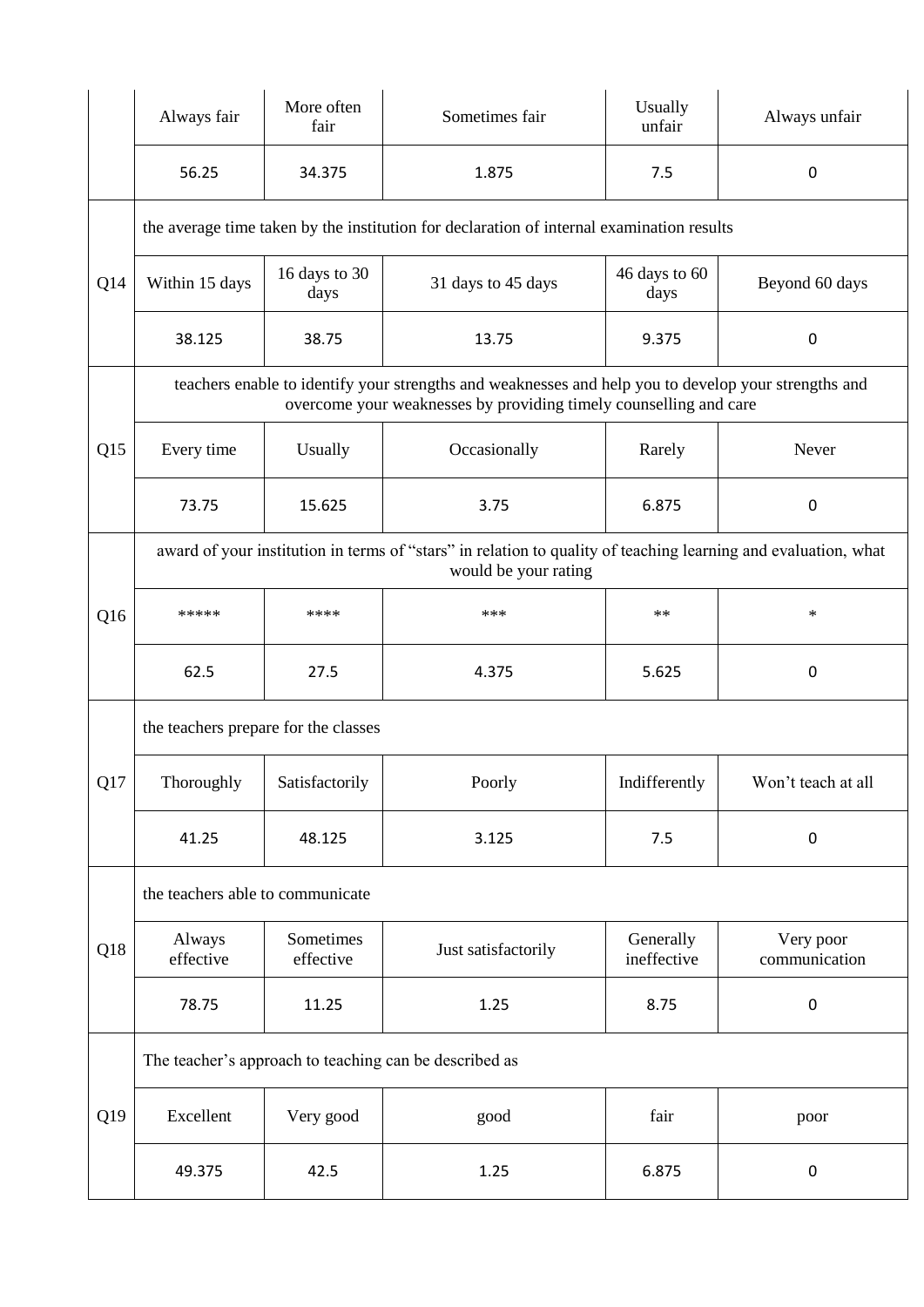| | | | | | |
|---|---|---|---|---|---|
| | Always fair | More often fair | Sometimes fair | Usually unfair | Always unfair |
| | 56.25 | 34.375 | 1.875 | 7.5 | 0 |
| Q14 | the average time taken by the institution for declaration of internal examination results | | | | |
| | Within 15 days | 16 days to 30 days | 31 days to 45 days | 46 days to 60 days | Beyond 60 days |
| | 38.125 | 38.75 | 13.75 | 9.375 | 0 |
| Q15 | teachers enable to identify your strengths and weaknesses and help you to develop your strengths and overcome your weaknesses by providing timely counselling and care | | | | |
| | Every time | Usually | Occasionally | Rarely | Never |
| | 73.75 | 15.625 | 3.75 | 6.875 | 0 |
| Q16 | award of your institution in terms of "stars" in relation to quality of teaching learning and evaluation, what would be your rating | | | | |
| | ***** | **** | *** | ** | * |
| | 62.5 | 27.5 | 4.375 | 5.625 | 0 |
| Q17 | the teachers prepare for the classes | | | | |
| | Thoroughly | Satisfactorily | Poorly | Indifferently | Won't teach at all |
| | 41.25 | 48.125 | 3.125 | 7.5 | 0 |
| Q18 | the teachers able to communicate | | | | |
| | Always effective | Sometimes effective | Just satisfactorily | Generally ineffective | Very poor communication |
| | 78.75 | 11.25 | 1.25 | 8.75 | 0 |
| Q19 | The teacher's approach to teaching can be described as | | | | |
| | Excellent | Very good | good | fair | poor |
| | 49.375 | 42.5 | 1.25 | 6.875 | 0 |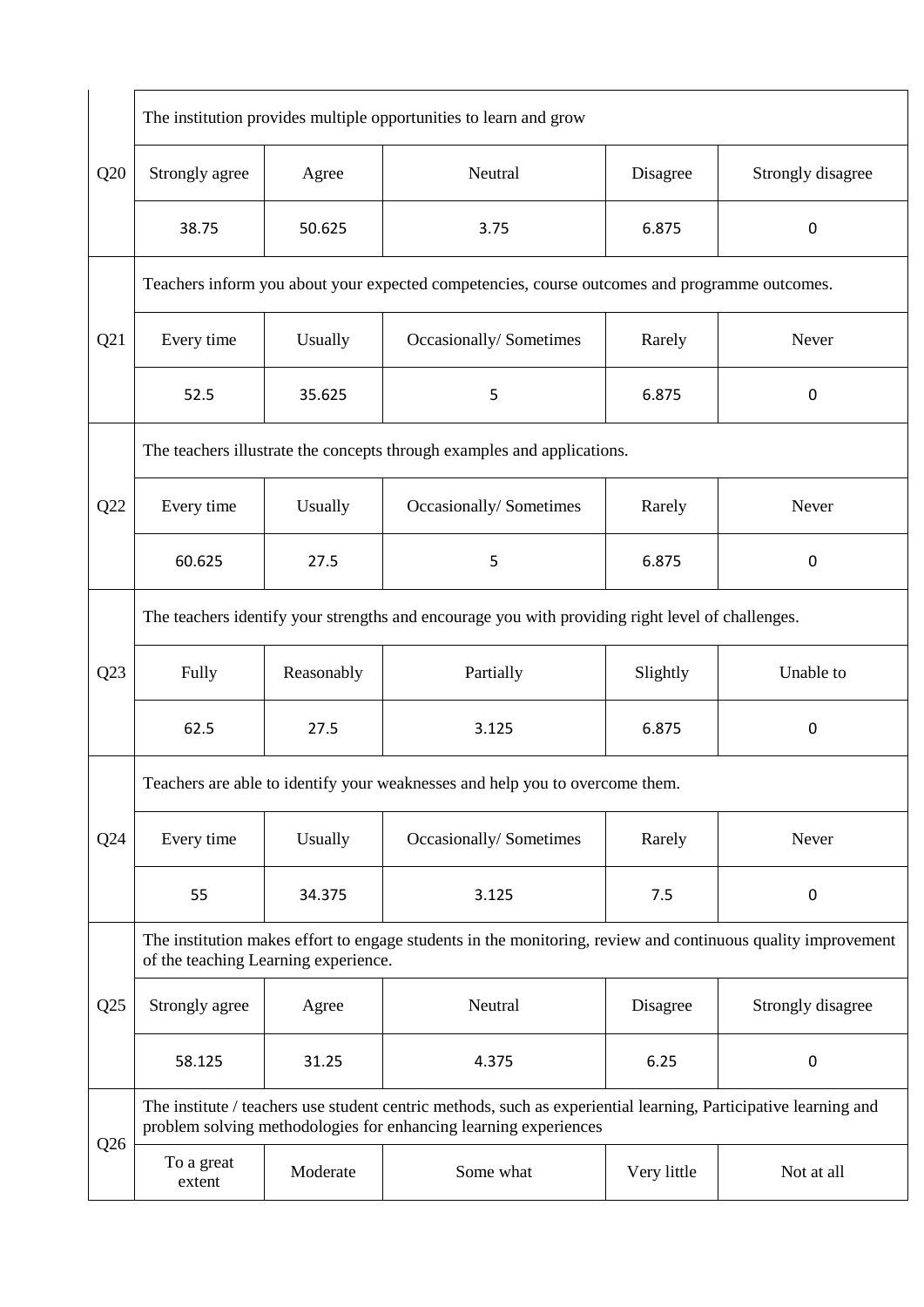| | | | | | |
|---|---|---|---|---|---|
| Q20 | The institution provides multiple opportunities to learn and grow | | | | |
| | Strongly agree | Agree | Neutral | Disagree | Strongly disagree |
| | 38.75 | 50.625 | 3.75 | 6.875 | 0 |
| Q21 | Teachers inform you about your expected competencies, course outcomes and programme outcomes. | | | | |
| | Every time | Usually | Occasionally/ Sometimes | Rarely | Never |
| | 52.5 | 35.625 | 5 | 6.875 | 0 |
| Q22 | The teachers illustrate the concepts through examples and applications. | | | | |
| | Every time | Usually | Occasionally/ Sometimes | Rarely | Never |
| | 60.625 | 27.5 | 5 | 6.875 | 0 |
| Q23 | The teachers identify your strengths and encourage you with providing right level of challenges. | | | | |
| | Fully | Reasonably | Partially | Slightly | Unable to |
| | 62.5 | 27.5 | 3.125 | 6.875 | 0 |
| Q24 | Teachers are able to identify your weaknesses and help you to overcome them. | | | | |
| | Every time | Usually | Occasionally/ Sometimes | Rarely | Never |
| | 55 | 34.375 | 3.125 | 7.5 | 0 |
| Q25 | The institution makes effort to engage students in the monitoring, review and continuous quality improvement of the teaching Learning experience. | | | | |
| | Strongly agree | Agree | Neutral | Disagree | Strongly disagree |
| | 58.125 | 31.25 | 4.375 | 6.25 | 0 |
| Q26 | The institute / teachers use student centric methods, such as experiential learning, Participative learning and problem solving methodologies for enhancing learning experiences | | | | |
| | To a great extent | Moderate | Some what | Very little | Not at all |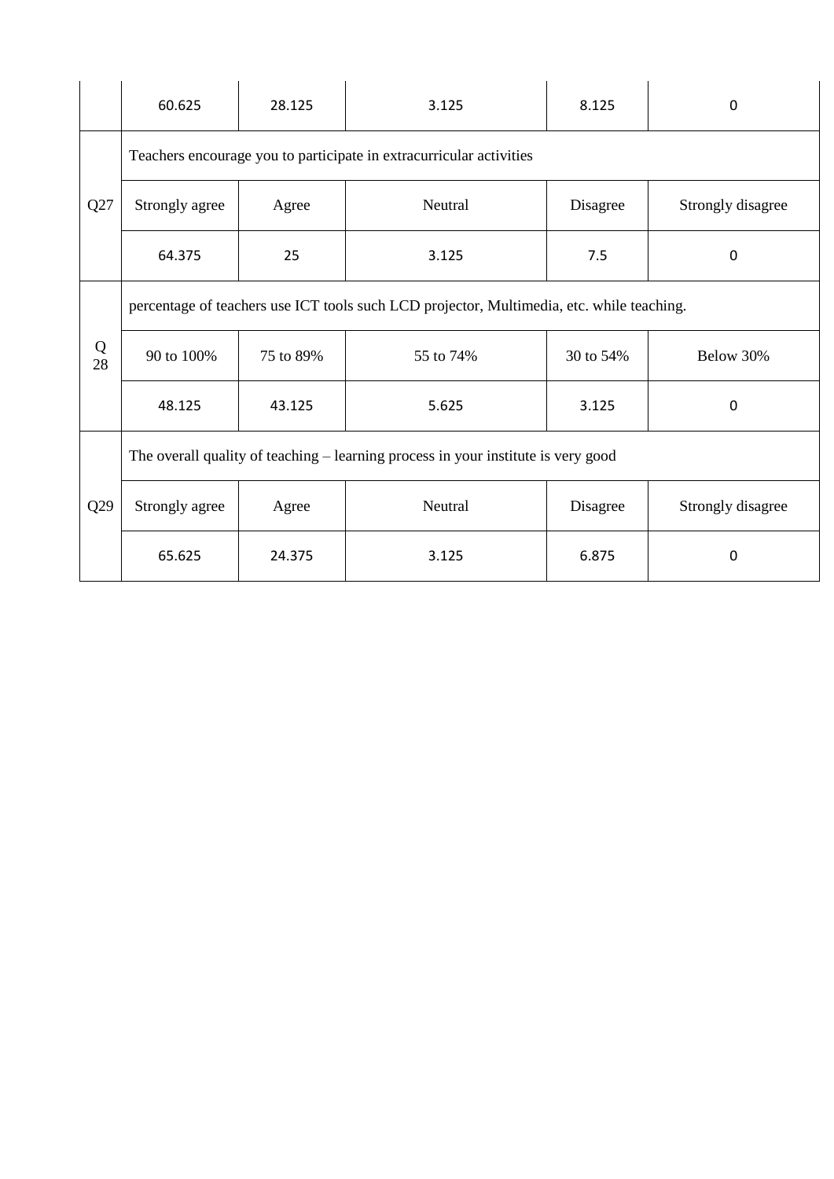| | | | | | |
|---|---|---|---|---|---|
| | 60.625 | 28.125 | 3.125 | 8.125 | 0 |
| Q27 | Teachers encourage you to participate in extracurricular activities | | | | |
| | Strongly agree | Agree | Neutral | Disagree | Strongly disagree |
| | 64.375 | 25 | 3.125 | 7.5 | 0 |
| Q 28 | percentage of teachers use ICT tools such LCD projector, Multimedia, etc. while teaching. | | | | |
| | 90 to 100% | 75 to 89% | 55 to 74% | 30 to 54% | Below 30% |
| | 48.125 | 43.125 | 5.625 | 3.125 | 0 |
| Q29 | The overall quality of teaching – learning process in your institute is very good | | | | |
| | Strongly agree | Agree | Neutral | Disagree | Strongly disagree |
| | 65.625 | 24.375 | 3.125 | 6.875 | 0 |